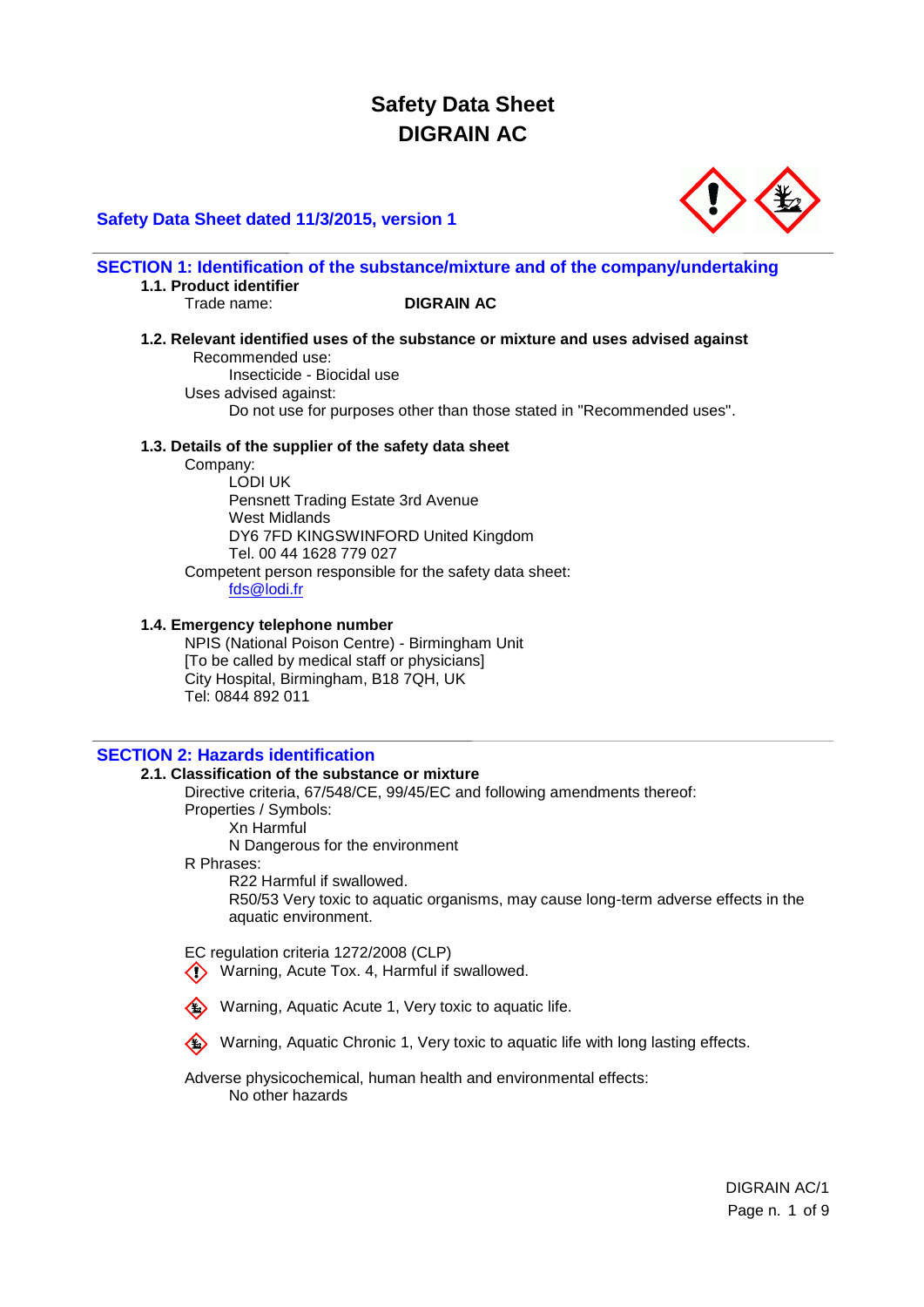# Safety Data Sheet
# DIGRAIN AC

**Safety Data Sheet dated 11/3/2015, version 1**

## SECTION 1: Identification of the substance/mixture and of the company/undertaking

### 1.1. Product identifier

Trade name: **DIGRAIN AC**

### 1.2. Relevant identified uses of the substance or mixture and uses advised against

Recommended use:
Insecticide - Biocidal use

Uses advised against:
Do not use for purposes other than those stated in "Recommended uses".

### 1.3. Details of the supplier of the safety data sheet

Company:
LODI UK
Pensnett Trading Estate 3rd Avenue
West Midlands
DY6 7FD KINGSWINFORD United Kingdom
Tel. 00 44 1628 779 027

Competent person responsible for the safety data sheet:
fds@lodi.fr

### 1.4. Emergency telephone number

NPIS (National Poison Centre) - Birmingham Unit
[To be called by medical staff or physicians]
City Hospital, Birmingham, B18 7QH, UK
Tel: 0844 892 011

## SECTION 2: Hazards identification

### 2.1. Classification of the substance or mixture

Directive criteria, 67/548/CE, 99/45/EC and following amendments thereof:

Properties / Symbols:
Xn Harmful
N Dangerous for the environment

R Phrases:
R22 Harmful if swallowed.
R50/53 Very toxic to aquatic organisms, may cause long-term adverse effects in the aquatic environment.

EC regulation criteria 1272/2008 (CLP)

Warning, Acute Tox. 4, Harmful if swallowed.

Warning, Aquatic Acute 1, Very toxic to aquatic life.

Warning, Aquatic Chronic 1, Very toxic to aquatic life with long lasting effects.

Adverse physicochemical, human health and environmental effects:
No other hazards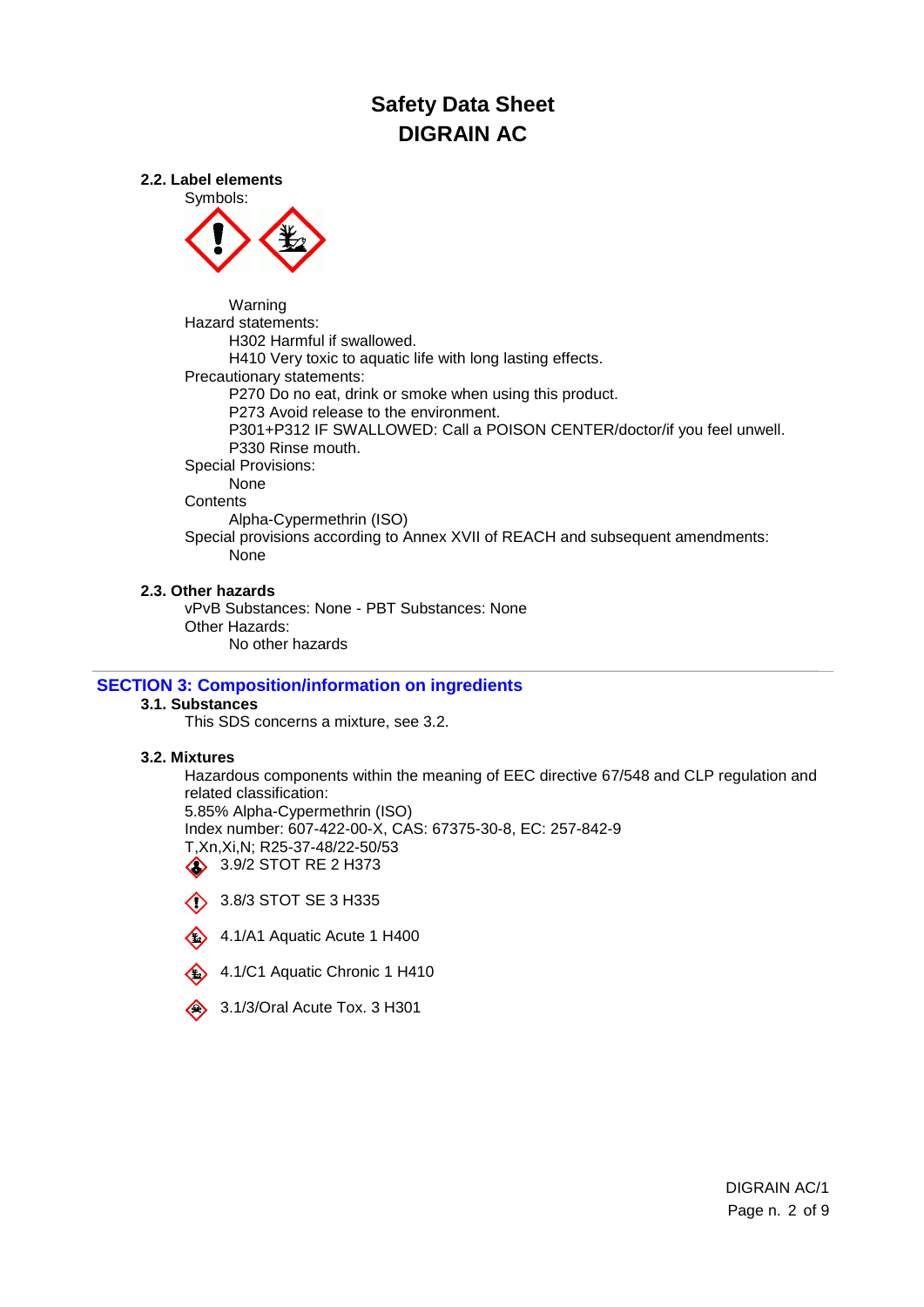# Safety Data Sheet
# DIGRAIN AC

### 2.2. Label elements

Symbols:

Warning

Hazard statements:

H302 Harmful if swallowed.

H410 Very toxic to aquatic life with long lasting effects.

Precautionary statements:

P270 Do no eat, drink or smoke when using this product.

P273 Avoid release to the environment.

P301+P312 IF SWALLOWED: Call a POISON CENTER/doctor/if you feel unwell.

P330 Rinse mouth.

Special Provisions:

None

Contents

Alpha-Cypermethrin (ISO)

Special provisions according to Annex XVII of REACH and subsequent amendments:

None

### 2.3. Other hazards

vPvB Substances: None - PBT Substances: None

Other Hazards:

No other hazards

## SECTION 3: Composition/information on ingredients

### 3.1. Substances

This SDS concerns a mixture, see 3.2.

### 3.2. Mixtures

Hazardous components within the meaning of EEC directive 67/548 and CLP regulation and related classification:

5.85% Alpha-Cypermethrin (ISO)

Index number: 607-422-00-X, CAS: 67375-30-8, EC: 257-842-9

T,Xn,Xi,N; R25-37-48/22-50/53

3.9/2 STOT RE 2 H373

3.8/3 STOT SE 3 H335

4.1/A1 Aquatic Acute 1 H400

4.1/C1 Aquatic Chronic 1 H410

3.1/3/Oral Acute Tox. 3 H301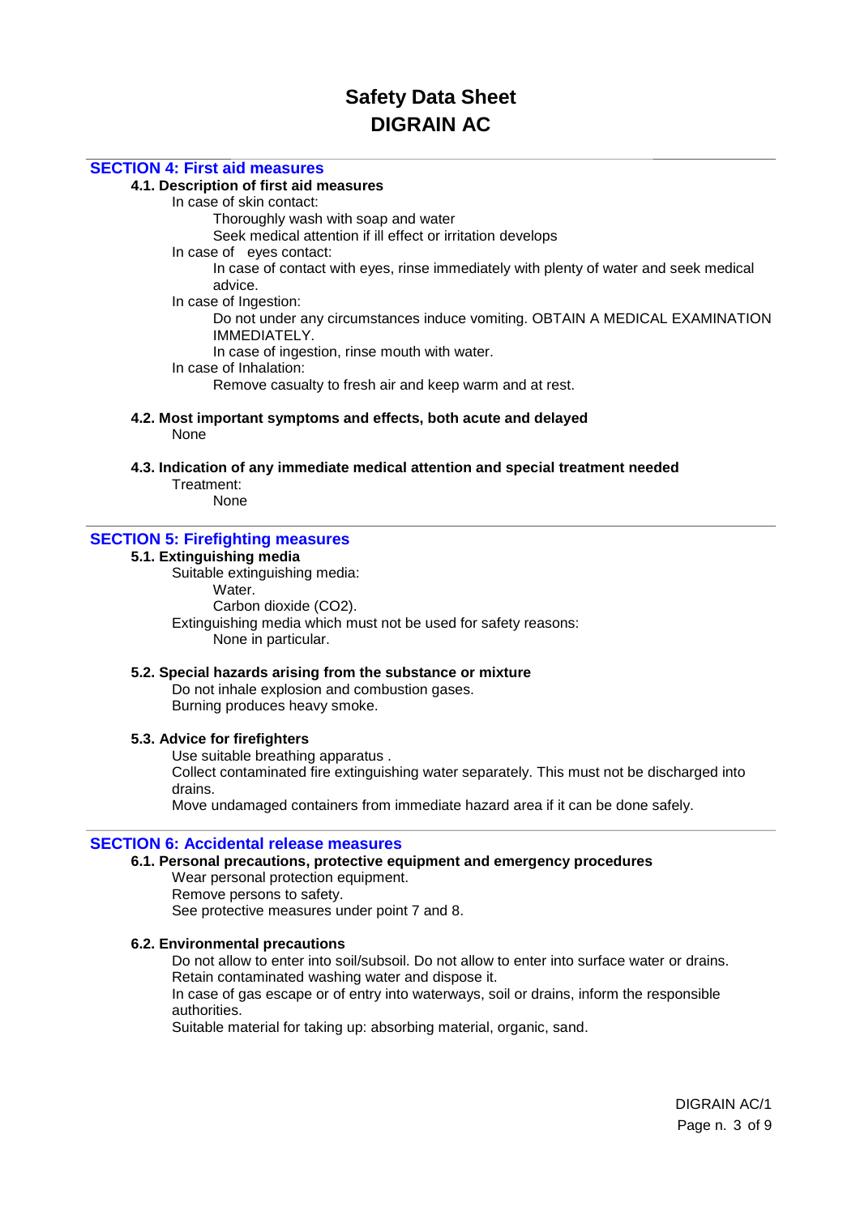# Safety Data Sheet
# DIGRAIN AC

## SECTION 4: First aid measures

### 4.1. Description of first aid measures

In case of skin contact:

Thoroughly wash with soap and water

Seek medical attention if ill effect or irritation develops

In case of eyes contact:

In case of contact with eyes, rinse immediately with plenty of water and seek medical advice.

In case of Ingestion:

Do not under any circumstances induce vomiting. OBTAIN A MEDICAL EXAMINATION IMMEDIATELY.

In case of ingestion, rinse mouth with water.

In case of Inhalation:

Remove casualty to fresh air and keep warm and at rest.

### 4.2. Most important symptoms and effects, both acute and delayed

None

### 4.3. Indication of any immediate medical attention and special treatment needed

Treatment:

None

## SECTION 5: Firefighting measures

### 5.1. Extinguishing media

Suitable extinguishing media:

Water.

Carbon dioxide ($CO_2$).

Extinguishing media which must not be used for safety reasons:

None in particular.

### 5.2. Special hazards arising from the substance or mixture

Do not inhale explosion and combustion gases.

Burning produces heavy smoke.

### 5.3. Advice for firefighters

Use suitable breathing apparatus .

Collect contaminated fire extinguishing water separately. This must not be discharged into drains.

Move undamaged containers from immediate hazard area if it can be done safely.

## SECTION 6: Accidental release measures

### 6.1. Personal precautions, protective equipment and emergency procedures

Wear personal protection equipment.

Remove persons to safety.

See protective measures under point 7 and 8.

### 6.2. Environmental precautions

Do not allow to enter into soil/subsoil. Do not allow to enter into surface water or drains.

Retain contaminated washing water and dispose it.

In case of gas escape or of entry into waterways, soil or drains, inform the responsible authorities.

Suitable material for taking up: absorbing material, organic, sand.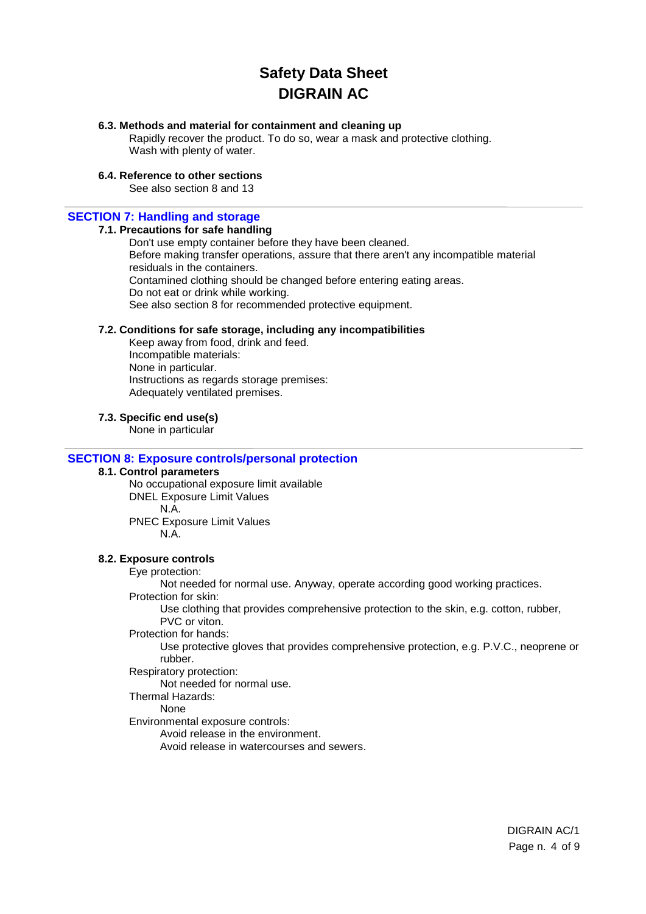#### 6.3. Methods and material for containment and cleaning up

Rapidly recover the product. To do so, wear a mask and protective clothing.
Wash with plenty of water.

#### 6.4. Reference to other sections

See also section 8 and 13

## SECTION 7: Handling and storage

#### 7.1. Precautions for safe handling

Don't use empty container before they have been cleaned.
Before making transfer operations, assure that there aren't any incompatible material residuals in the containers.
Contamined clothing should be changed before entering eating areas.
Do not eat or drink while working.
See also section 8 for recommended protective equipment.

#### 7.2. Conditions for safe storage, including any incompatibilities

Keep away from food, drink and feed.
Incompatible materials:
None in particular.
Instructions as regards storage premises:
Adequately ventilated premises.

#### 7.3. Specific end use(s)

None in particular

## SECTION 8: Exposure controls/personal protection

#### 8.1. Control parameters

No occupational exposure limit available
DNEL Exposure Limit Values
N.A.
PNEC Exposure Limit Values
N.A.

#### 8.2. Exposure controls

Eye protection:
Not needed for normal use. Anyway, operate according good working practices.
Protection for skin:
Use clothing that provides comprehensive protection to the skin, e.g. cotton, rubber, PVC or viton.
Protection for hands:
Use protective gloves that provides comprehensive protection, e.g. P.V.C., neoprene or rubber.
Respiratory protection:
Not needed for normal use.
Thermal Hazards:
None
Environmental exposure controls:
Avoid release in the environment.
Avoid release in watercourses and sewers.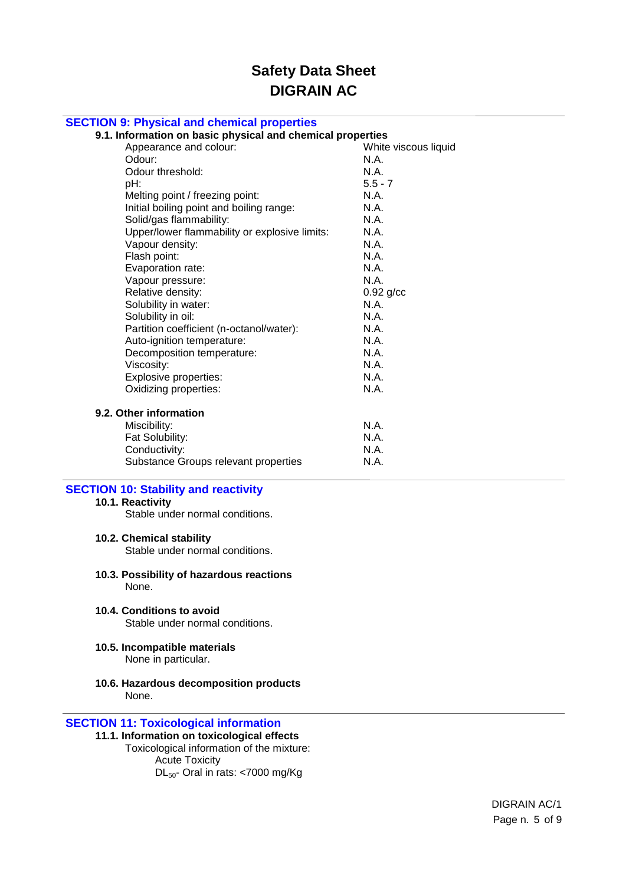# Safety Data Sheet
# DIGRAIN AC

## SECTION 9: Physical and chemical properties

### 9.1. Information on basic physical and chemical properties

| Property | Value |
|---|---|
| Appearance and colour: | White viscous liquid |
| Odour: | N.A. |
| Odour threshold: | N.A. |
| pH: | 5.5 - 7 |
| Melting point / freezing point: | N.A. |
| Initial boiling point and boiling range: | N.A. |
| Solid/gas flammability: | N.A. |
| Upper/lower flammability or explosive limits: | N.A. |
| Vapour density: | N.A. |
| Flash point: | N.A. |
| Evaporation rate: | N.A. |
| Vapour pressure: | N.A. |
| Relative density: | 0.92 g/cc |
| Solubility in water: | N.A. |
| Solubility in oil: | N.A. |
| Partition coefficient (n-octanol/water): | N.A. |
| Auto-ignition temperature: | N.A. |
| Decomposition temperature: | N.A. |
| Viscosity: | N.A. |
| Explosive properties: | N.A. |
| Oxidizing properties: | N.A. |

### 9.2. Other information

| Property | Value |
|---|---|
| Miscibility: | N.A. |
| Fat Solubility: | N.A. |
| Conductivity: | N.A. |
| Substance Groups relevant properties | N.A. |

## SECTION 10: Stability and reactivity

### 10.1. Reactivity
Stable under normal conditions.

### 10.2. Chemical stability
Stable under normal conditions.

### 10.3. Possibility of hazardous reactions
None.

### 10.4. Conditions to avoid
Stable under normal conditions.

### 10.5. Incompatible materials
None in particular.

### 10.6. Hazardous decomposition products
None.

## SECTION 11: Toxicological information

### 11.1. Information on toxicological effects
Toxicological information of the mixture:

Acute Toxicity

$DL_{50}$- Oral in rats: <7000 mg/Kg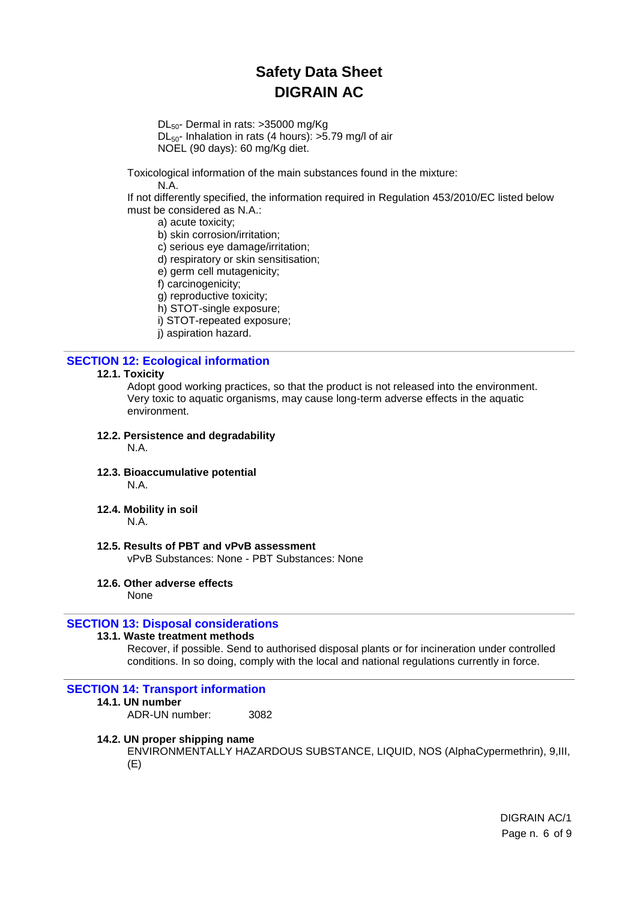$DL_{50}$- Dermal in rats: >35000 mg/Kg
$DL_{50}$- Inhalation in rats (4 hours): >5.79 mg/l of air
NOEL (90 days): 60 mg/Kg diet.

Toxicological information of the main substances found in the mixture:

N.A.

If not differently specified, the information required in Regulation 453/2010/EC listed below must be considered as N.A.:

a) acute toxicity;
b) skin corrosion/irritation;
c) serious eye damage/irritation;
d) respiratory or skin sensitisation;
e) germ cell mutagenicity;
f) carcinogenicity;
g) reproductive toxicity;
h) STOT-single exposure;
i) STOT-repeated exposure;
j) aspiration hazard.

## SECTION 12: Ecological information

### 12.1. Toxicity

Adopt good working practices, so that the product is not released into the environment.
Very toxic to aquatic organisms, may cause long-term adverse effects in the aquatic environment.

### 12.2. Persistence and degradability

N.A.

### 12.3. Bioaccumulative potential

N.A.

### 12.4. Mobility in soil

N.A.

### 12.5. Results of PBT and vPvB assessment

vPvB Substances: None - PBT Substances: None

### 12.6. Other adverse effects

None

## SECTION 13: Disposal considerations

### 13.1. Waste treatment methods

Recover, if possible. Send to authorised disposal plants or for incineration under controlled conditions. In so doing, comply with the local and national regulations currently in force.

## SECTION 14: Transport information

### 14.1. UN number

ADR-UN number: 3082

### 14.2. UN proper shipping name

ENVIRONMENTALLY HAZARDOUS SUBSTANCE, LIQUID, NOS (AlphaCypermethrin), 9,III, (E)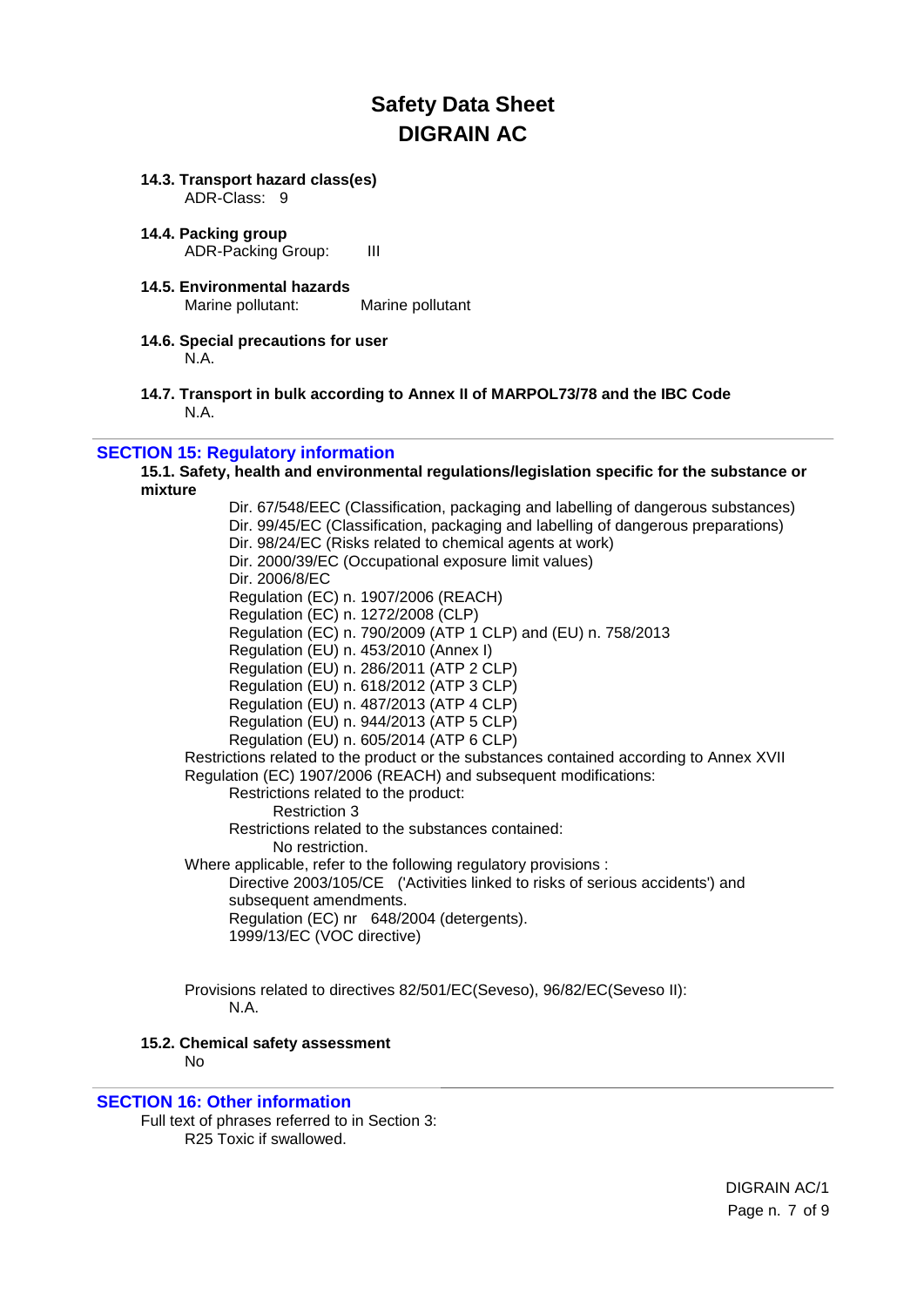#### 14.3. Transport hazard class(es)

ADR-Class: 9

#### 14.4. Packing group

ADR-Packing Group: III

#### 14.5. Environmental hazards

Marine pollutant: Marine pollutant

#### 14.6. Special precautions for user

N.A.

#### 14.7. Transport in bulk according to Annex II of MARPOL73/78 and the IBC Code

N.A.

## SECTION 15: Regulatory information

#### 15.1. Safety, health and environmental regulations/legislation specific for the substance or mixture

Dir. 67/548/EEC (Classification, packaging and labelling of dangerous substances)
Dir. 99/45/EC (Classification, packaging and labelling of dangerous preparations)
Dir. 98/24/EC (Risks related to chemical agents at work)
Dir. 2000/39/EC (Occupational exposure limit values)
Dir. 2006/8/EC
Regulation (EC) n. 1907/2006 (REACH)
Regulation (EC) n. 1272/2008 (CLP)
Regulation (EC) n. 790/2009 (ATP 1 CLP) and (EU) n. 758/2013
Regulation (EU) n. 453/2010 (Annex I)
Regulation (EU) n. 286/2011 (ATP 2 CLP)
Regulation (EU) n. 618/2012 (ATP 3 CLP)
Regulation (EU) n. 487/2013 (ATP 4 CLP)
Regulation (EU) n. 944/2013 (ATP 5 CLP)
Regulation (EU) n. 605/2014 (ATP 6 CLP)

Restrictions related to the product or the substances contained according to Annex XVII Regulation (EC) 1907/2006 (REACH) and subsequent modifications:

Restrictions related to the product:
Restriction 3

Restrictions related to the substances contained:
No restriction.

Where applicable, refer to the following regulatory provisions :

Directive 2003/105/CE ('Activities linked to risks of serious accidents') and subsequent amendments.
Regulation (EC) nr 648/2004 (detergents).
1999/13/EC (VOC directive)

Provisions related to directives 82/501/EC(Seveso), 96/82/EC(Seveso II):
N.A.

#### 15.2. Chemical safety assessment

No

## SECTION 16: Other information

Full text of phrases referred to in Section 3:
R25 Toxic if swallowed.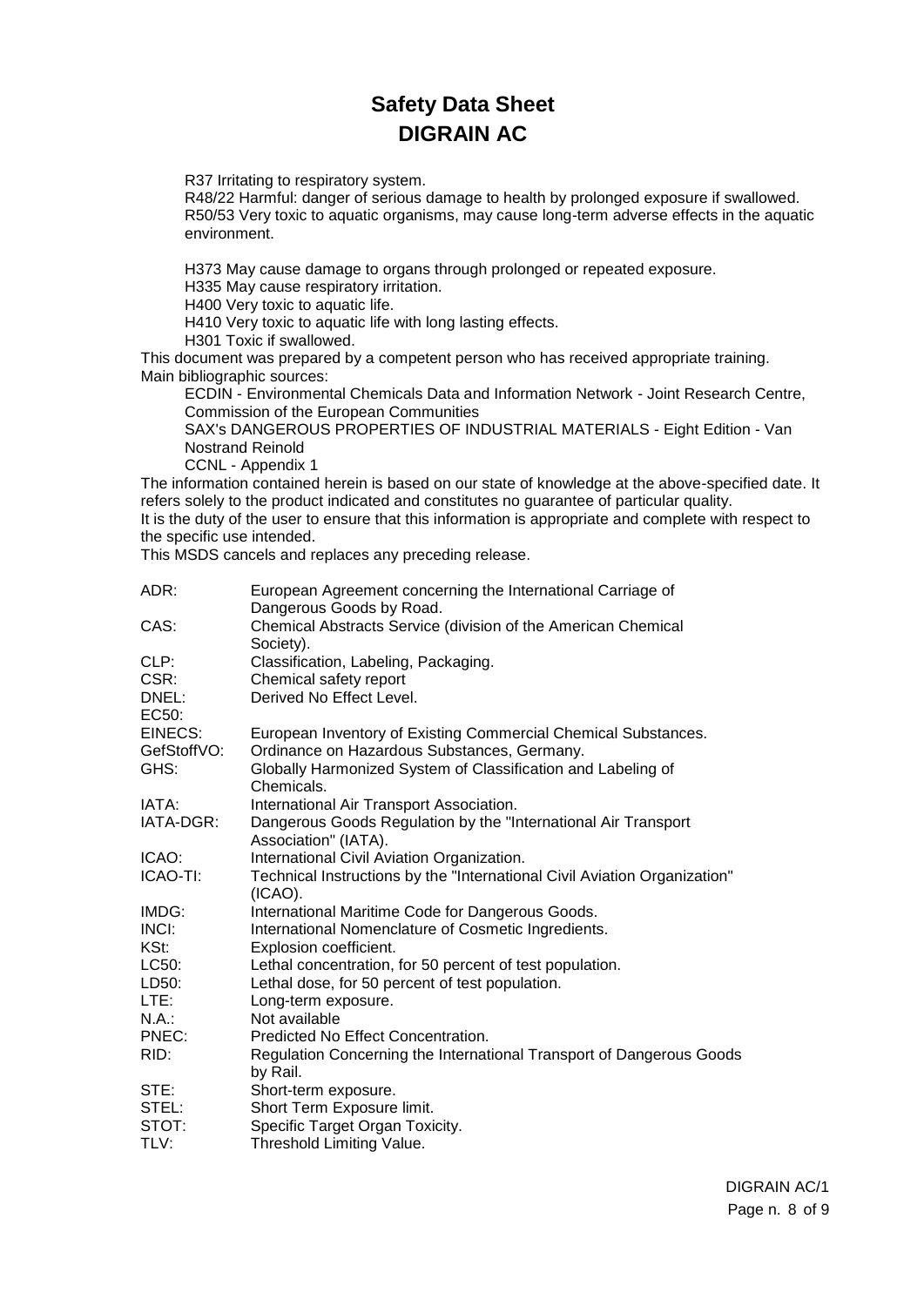# Safety Data Sheet
# DIGRAIN AC

R37 Irritating to respiratory system.
R48/22 Harmful: danger of serious damage to health by prolonged exposure if swallowed.
R50/53 Very toxic to aquatic organisms, may cause long-term adverse effects in the aquatic environment.

H373 May cause damage to organs through prolonged or repeated exposure.
H335 May cause respiratory irritation.
H400 Very toxic to aquatic life.
H410 Very toxic to aquatic life with long lasting effects.
H301 Toxic if swallowed.

This document was prepared by a competent person who has received appropriate training.
Main bibliographic sources:

ECDIN - Environmental Chemicals Data and Information Network - Joint Research Centre, Commission of the European Communities
SAX's DANGEROUS PROPERTIES OF INDUSTRIAL MATERIALS - Eight Edition - Van Nostrand Reinold
CCNL - Appendix 1

The information contained herein is based on our state of knowledge at the above-specified date. It refers solely to the product indicated and constitutes no guarantee of particular quality.
It is the duty of the user to ensure that this information is appropriate and complete with respect to the specific use intended.
This MSDS cancels and replaces any preceding release.

| | |
|---|---|
| ADR: | European Agreement concerning the International Carriage of Dangerous Goods by Road. |
| CAS: | Chemical Abstracts Service (division of the American Chemical Society). |
| CLP: | Classification, Labeling, Packaging. |
| CSR: | Chemical safety report |
| DNEL: | Derived No Effect Level. |
| EC50: | |
| EINECS: | European Inventory of Existing Commercial Chemical Substances. |
| GefStoffVO: | Ordinance on Hazardous Substances, Germany. |
| GHS: | Globally Harmonized System of Classification and Labeling of Chemicals. |
| IATA: | International Air Transport Association. |
| IATA-DGR: | Dangerous Goods Regulation by the "International Air Transport Association" (IATA). |
| ICAO: | International Civil Aviation Organization. |
| ICAO-TI: | Technical Instructions by the "International Civil Aviation Organization" (ICAO). |
| IMDG: | International Maritime Code for Dangerous Goods. |
| INCI: | International Nomenclature of Cosmetic Ingredients. |
| KSt: | Explosion coefficient. |
| LC50: | Lethal concentration, for 50 percent of test population. |
| LD50: | Lethal dose, for 50 percent of test population. |
| LTE: | Long-term exposure. |
| N.A.: | Not available |
| PNEC: | Predicted No Effect Concentration. |
| RID: | Regulation Concerning the International Transport of Dangerous Goods by Rail. |
| STE: | Short-term exposure. |
| STEL: | Short Term Exposure limit. |
| STOT: | Specific Target Organ Toxicity. |
| TLV: | Threshold Limiting Value. |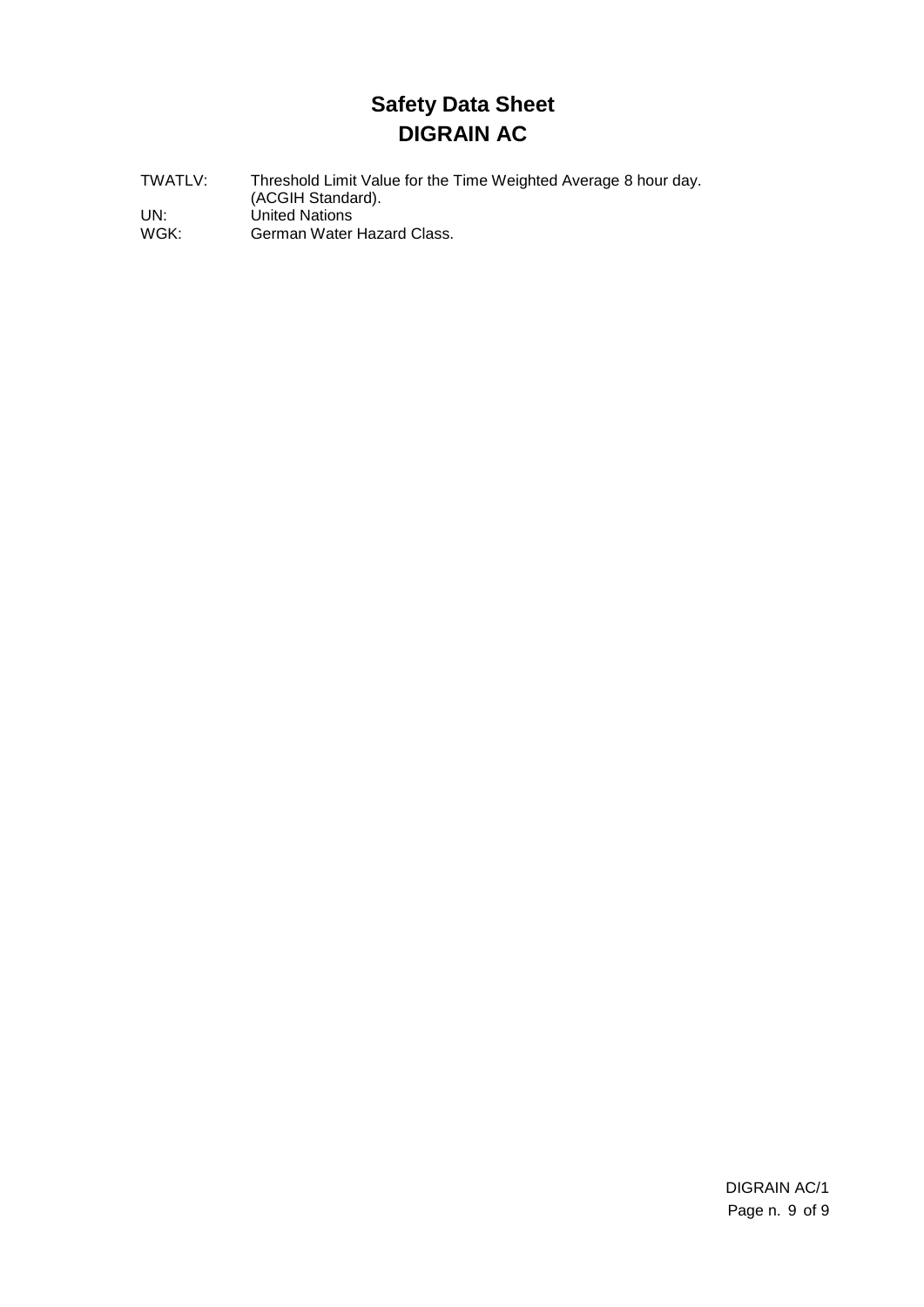TWATLV: Threshold Limit Value for the Time Weighted Average 8 hour day. (ACGIH Standard).

UN: United Nations

WGK: German Water Hazard Class.